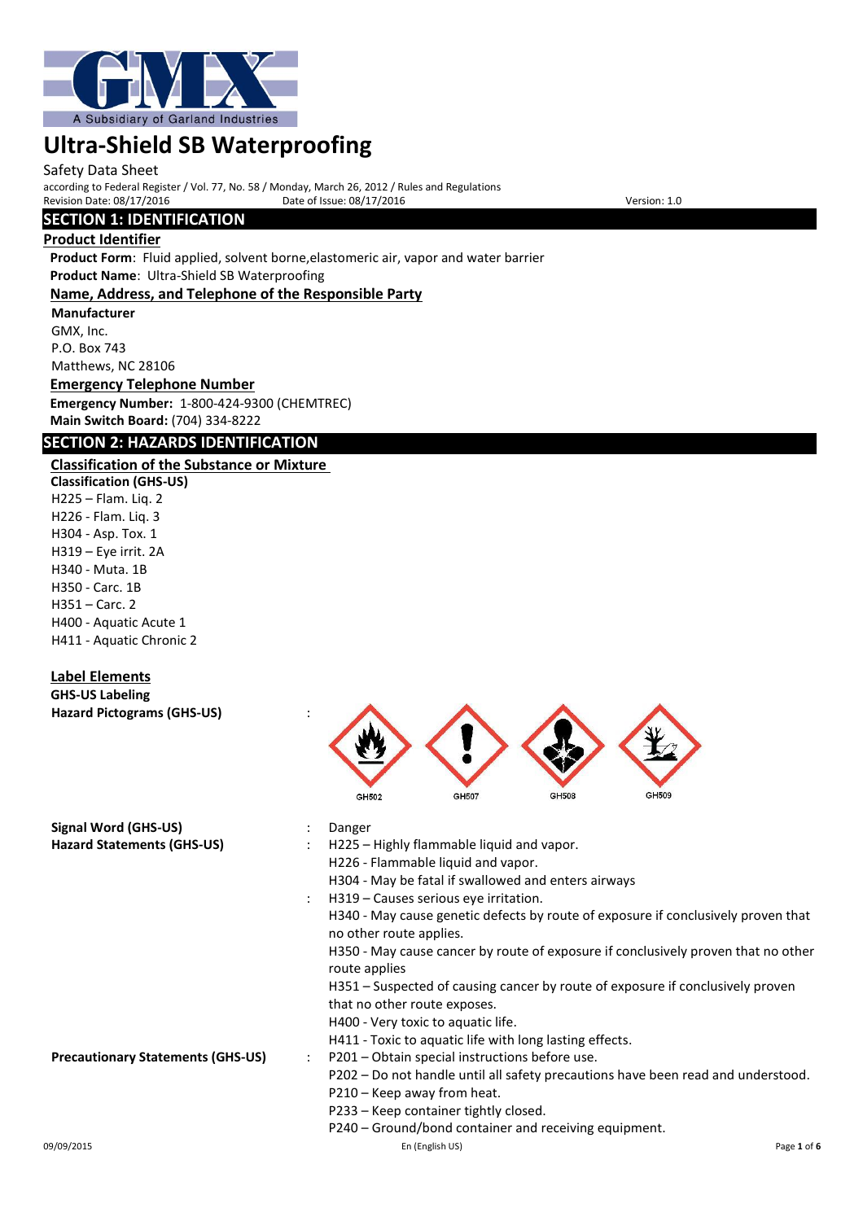# Ultra-Shield SB Waterproofing

Safety Data Sheet

according to Federal Register / Vol. 77, No. 58 / Monday, March 26, 2012 / Rules and Regulations

Revision Date: 08/17/2016 Date of Issue: 08/17/2016 Version: 1.0

## SECTION 1: IDENTIFICATION

### Product Identifier

**Product Form**: Fluid applied, solvent borne,elastomeric air, vapor and water barrier

**Product Name**: Ultra-Shield SB Waterproofing

### Name, Address, and Telephone of the Responsible Party

**Manufacturer**

GMX, Inc.
P.O. Box 743
Matthews, NC 28106

### Emergency Telephone Number

**Emergency Number:** 1-800-424-9300 (CHEMTREC)

**Main Switch Board:** (704) 334-8222

## SECTION 2: HAZARDS IDENTIFICATION

### Classification of the Substance or Mixture

**Classification (GHS-US)**

H225 – Flam. Liq. 2
H226 - Flam. Liq. 3
H304 - Asp. Tox. 1
H319 – Eye irrit. 2A
H340 - Muta. 1B
H350 - Carc. 1B
H351 – Carc. 2
H400 - Aquatic Acute 1
H411 - Aquatic Chronic 2

### Label Elements

**GHS-US Labeling**

**Hazard Pictograms (GHS-US)** :

GHS02 GHS07 GHS08 GHS09

**Signal Word (GHS-US)** : Danger

**Hazard Statements (GHS-US)** :

H225 – Highly flammable liquid and vapor.
H226 - Flammable liquid and vapor.
H304 - May be fatal if swallowed and enters airways
H319 – Causes serious eye irritation.
H340 - May cause genetic defects by route of exposure if conclusively proven that no other route applies.
H350 - May cause cancer by route of exposure if conclusively proven that no other route applies
H351 – Suspected of causing cancer by route of exposure if conclusively proven that no other route exposes.
H400 - Very toxic to aquatic life.
H411 - Toxic to aquatic life with long lasting effects.

**Precautionary Statements (GHS-US)** :

P201 – Obtain special instructions before use.
P202 – Do not handle until all safety precautions have been read and understood.
P210 – Keep away from heat.
P233 – Keep container tightly closed.
P240 – Ground/bond container and receiving equipment.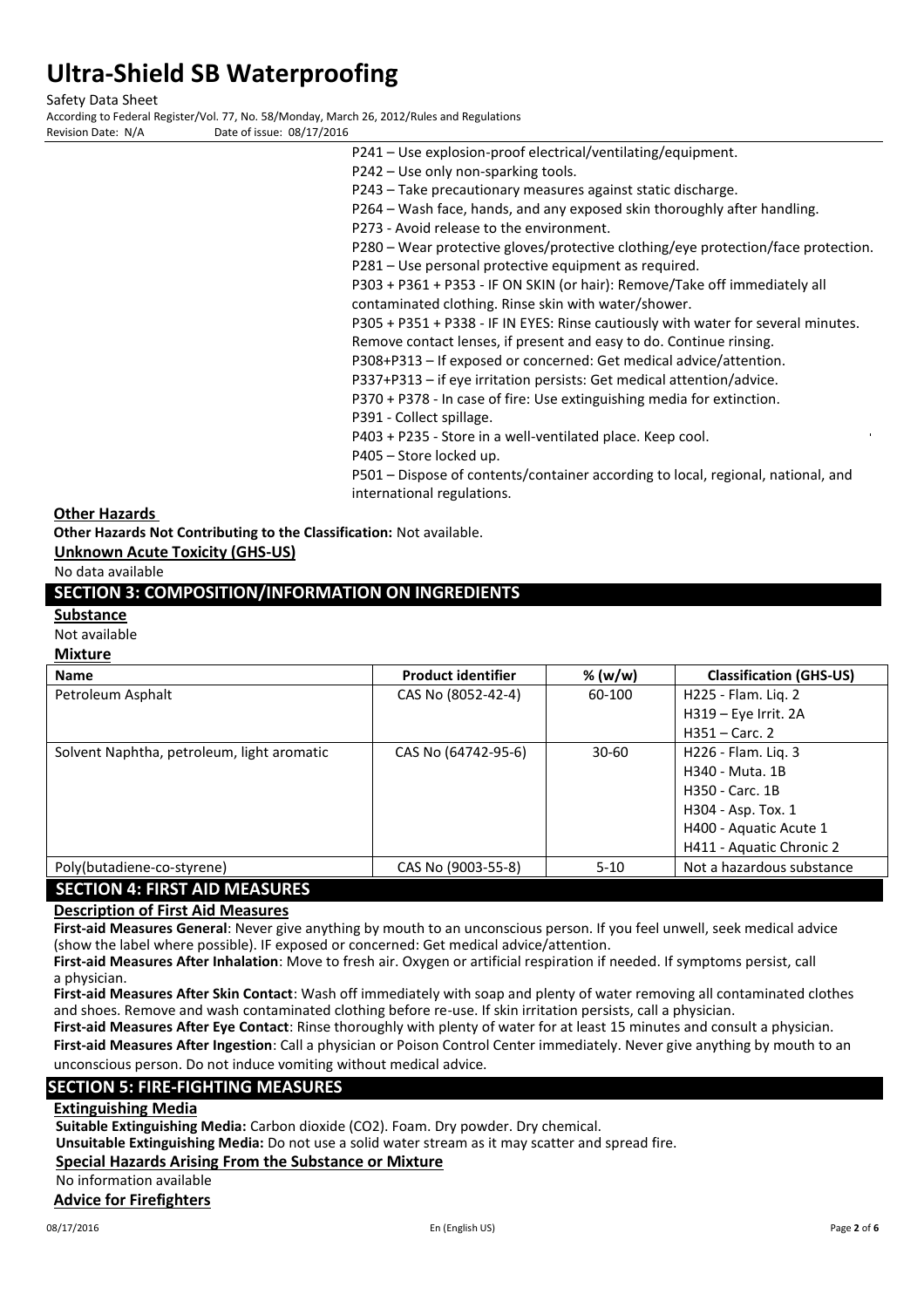P241 – Use explosion-proof electrical/ventilating/equipment.
P242 – Use only non-sparking tools.
P243 – Take precautionary measures against static discharge.
P264 – Wash face, hands, and any exposed skin thoroughly after handling.
P273 - Avoid release to the environment.
P280 – Wear protective gloves/protective clothing/eye protection/face protection.
P281 – Use personal protective equipment as required.
P303 + P361 + P353 - IF ON SKIN (or hair): Remove/Take off immediately all contaminated clothing. Rinse skin with water/shower.
P305 + P351 + P338 - IF IN EYES: Rinse cautiously with water for several minutes. Remove contact lenses, if present and easy to do. Continue rinsing.
P308+P313 – If exposed or concerned: Get medical advice/attention.
P337+P313 – if eye irritation persists: Get medical attention/advice.
P370 + P378 - In case of fire: Use extinguishing media for extinction.
P391 - Collect spillage.
P403 + P235 - Store in a well-ventilated place. Keep cool.
P405 – Store locked up.
P501 – Dispose of contents/container according to local, regional, national, and international regulations.

### Other Hazards

**Other Hazards Not Contributing to the Classification:** Not available.

### Unknown Acute Toxicity (GHS-US)

No data available

## SECTION 3: COMPOSITION/INFORMATION ON INGREDIENTS

### Substance

Not available

### Mixture

| Name | Product identifier | % (w/w) | Classification (GHS-US) |
|---|---|---|---|
| Petroleum Asphalt | CAS No (8052-42-4) | 60-100 | H225 - Flam. Liq. 2<br>H319 – Eye Irrit. 2A<br>H351 – Carc. 2 |
| Solvent Naphtha, petroleum, light aromatic | CAS No (64742-95-6) | 30-60 | H226 - Flam. Liq. 3<br>H340 - Muta. 1B<br>H350 - Carc. 1B<br>H304 - Asp. Tox. 1<br>H400 - Aquatic Acute 1<br>H411 - Aquatic Chronic 2 |
| Poly(butadiene-co-styrene) | CAS No (9003-55-8) | 5-10 | Not a hazardous substance |

## SECTION 4: FIRST AID MEASURES

### Description of First Aid Measures

**First-aid Measures General**: Never give anything by mouth to an unconscious person. If you feel unwell, seek medical advice (show the label where possible). IF exposed or concerned: Get medical advice/attention.

**First-aid Measures After Inhalation**: Move to fresh air. Oxygen or artificial respiration if needed. If symptoms persist, call a physician.

**First-aid Measures After Skin Contact**: Wash off immediately with soap and plenty of water removing all contaminated clothes and shoes. Remove and wash contaminated clothing before re-use. If skin irritation persists, call a physician.

**First-aid Measures After Eye Contact**: Rinse thoroughly with plenty of water for at least 15 minutes and consult a physician.

**First-aid Measures After Ingestion**: Call a physician or Poison Control Center immediately. Never give anything by mouth to an unconscious person. Do not induce vomiting without medical advice.

## SECTION 5: FIRE-FIGHTING MEASURES

### Extinguishing Media

**Suitable Extinguishing Media:** Carbon dioxide ($CO_2$). Foam. Dry powder. Dry chemical.

**Unsuitable Extinguishing Media:** Do not use a solid water stream as it may scatter and spread fire.

### Special Hazards Arising From the Substance or Mixture

No information available

### Advice for Firefighters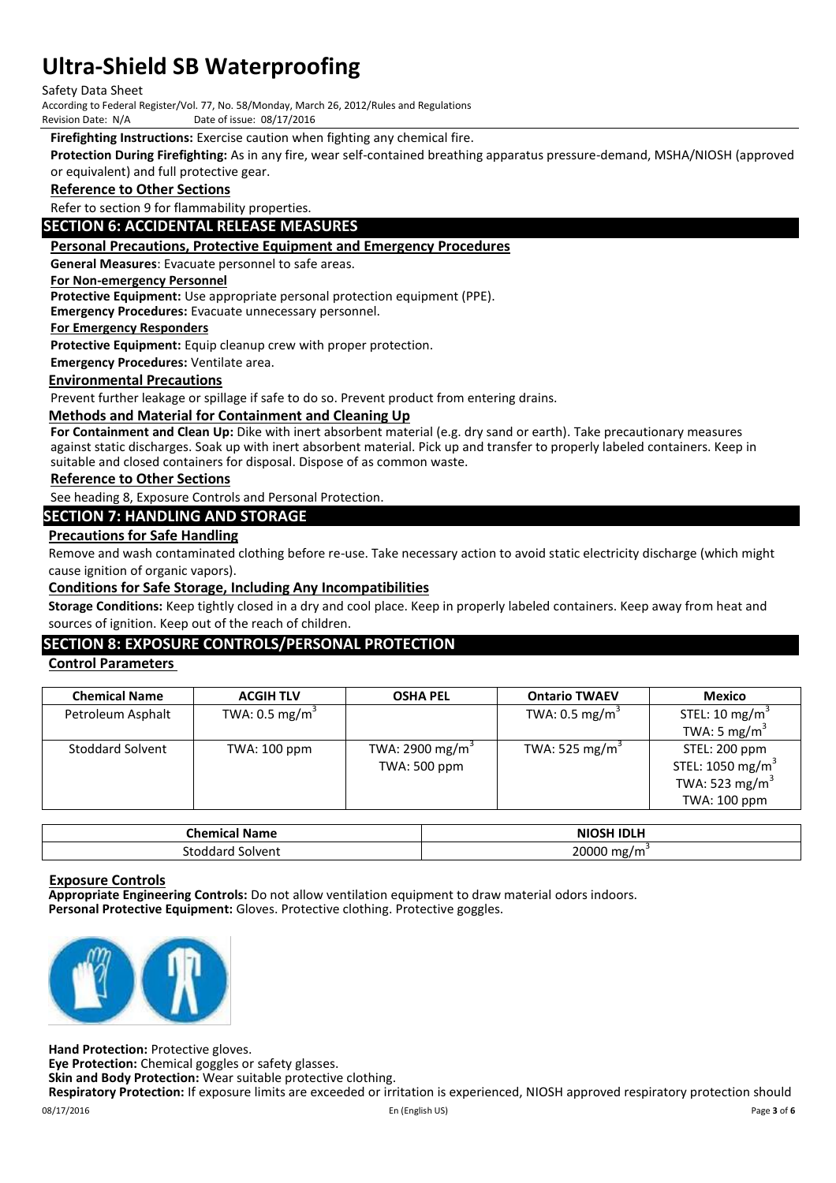**Firefighting Instructions:** Exercise caution when fighting any chemical fire.

**Protection During Firefighting:** As in any fire, wear self-contained breathing apparatus pressure-demand, MSHA/NIOSH (approved or equivalent) and full protective gear.

**Reference to Other Sections**

Refer to section 9 for flammability properties.

## SECTION 6: ACCIDENTAL RELEASE MEASURES

**Personal Precautions, Protective Equipment and Emergency Procedures**

**General Measures**: Evacuate personnel to safe areas.

**For Non-emergency Personnel**

**Protective Equipment:** Use appropriate personal protection equipment (PPE).

**Emergency Procedures:** Evacuate unnecessary personnel.

**For Emergency Responders**

**Protective Equipment:** Equip cleanup crew with proper protection.

**Emergency Procedures:** Ventilate area.

**Environmental Precautions**

Prevent further leakage or spillage if safe to do so. Prevent product from entering drains.

**Methods and Material for Containment and Cleaning Up**

**For Containment and Clean Up:** Dike with inert absorbent material (e.g. dry sand or earth). Take precautionary measures against static discharges. Soak up with inert absorbent material. Pick up and transfer to properly labeled containers. Keep in suitable and closed containers for disposal. Dispose of as common waste.

**Reference to Other Sections**

See heading 8, Exposure Controls and Personal Protection.

## SECTION 7: HANDLING AND STORAGE

**Precautions for Safe Handling**

Remove and wash contaminated clothing before re-use. Take necessary action to avoid static electricity discharge (which might cause ignition of organic vapors).

**Conditions for Safe Storage, Including Any Incompatibilities**

**Storage Conditions:** Keep tightly closed in a dry and cool place. Keep in properly labeled containers. Keep away from heat and sources of ignition. Keep out of the reach of children.

## SECTION 8: EXPOSURE CONTROLS/PERSONAL PROTECTION

**Control Parameters**

| Chemical Name | ACGIH TLV | OSHA PEL | Ontario TWAEV | Mexico |
|---|---|---|---|---|
| Petroleum Asphalt | TWA: 0.5 $mg/m^3$ | | TWA: 0.5 $mg/m^3$ | STEL: 10 $mg/m^3$<br>TWA: 5 $mg/m^3$ |
| Stoddard Solvent | TWA: 100 ppm | TWA: 2900 $mg/m^3$<br>TWA: 500 ppm | TWA: 525 $mg/m^3$ | STEL: 200 ppm<br>STEL: 1050 $mg/m^3$<br>TWA: 523 $mg/m^3$<br>TWA: 100 ppm |

| Chemical Name | NIOSH IDLH |
|---|---|
| Stoddard Solvent | 20000 $mg/m^3$ |

**Exposure Controls**

**Appropriate Engineering Controls:** Do not allow ventilation equipment to draw material odors indoors.

**Personal Protective Equipment:** Gloves. Protective clothing. Protective goggles.

**Hand Protection:** Protective gloves.

**Eye Protection:** Chemical goggles or safety glasses.

**Skin and Body Protection:** Wear suitable protective clothing.

**Respiratory Protection:** If exposure limits are exceeded or irritation is experienced, NIOSH approved respiratory protection should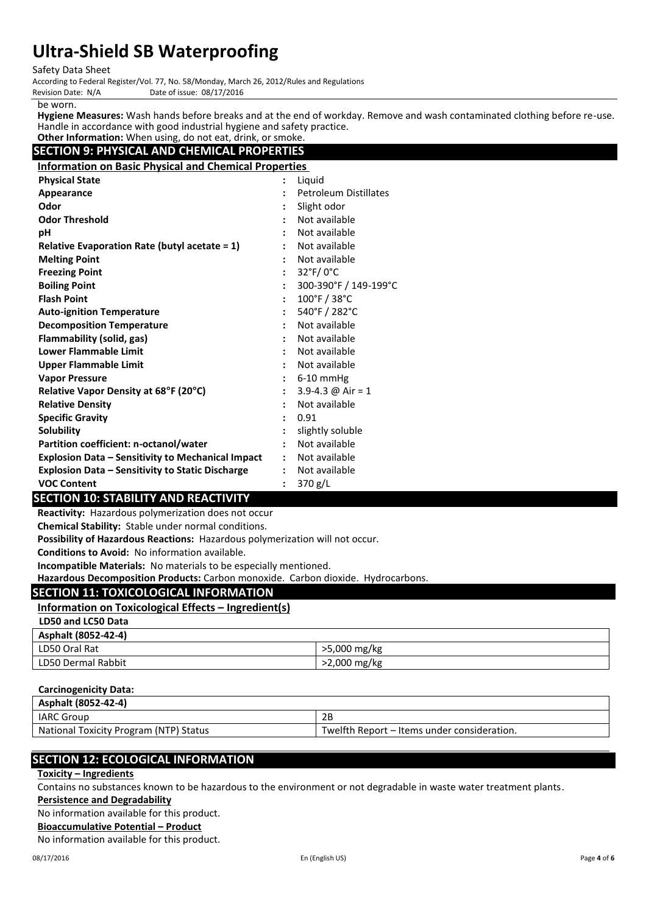be worn.

**Hygiene Measures:** Wash hands before breaks and at the end of workday. Remove and wash contaminated clothing before re-use. Handle in accordance with good industrial hygiene and safety practice.

**Other Information:** When using, do not eat, drink, or smoke.

## SECTION 9: PHYSICAL AND CHEMICAL PROPERTIES

### Information on Basic Physical and Chemical Properties

| | | |
|---|---|---|
| **Physical State** | : | Liquid |
| **Appearance** | : | Petroleum Distillates |
| **Odor** | : | Slight odor |
| **Odor Threshold** | : | Not available |
| **pH** | : | Not available |
| **Relative Evaporation Rate (butyl acetate = 1)** | : | Not available |
| **Melting Point** | : | Not available |
| **Freezing Point** | : | 32°F/ 0°C |
| **Boiling Point** | : | 300-390°F / 149-199°C |
| **Flash Point** | : | 100°F / 38°C |
| **Auto-ignition Temperature** | : | 540°F / 282°C |
| **Decomposition Temperature** | : | Not available |
| **Flammability (solid, gas)** | : | Not available |
| **Lower Flammable Limit** | : | Not available |
| **Upper Flammable Limit** | : | Not available |
| **Vapor Pressure** | : | 6-10 mmHg |
| **Relative Vapor Density at 68°F (20°C)** | : | 3.9-4.3 @ Air = 1 |
| **Relative Density** | : | Not available |
| **Specific Gravity** | : | 0.91 |
| **Solubility** | : | slightly soluble |
| **Partition coefficient: n-octanol/water** | : | Not available |
| **Explosion Data – Sensitivity to Mechanical Impact** | : | Not available |
| **Explosion Data – Sensitivity to Static Discharge** | : | Not available |
| **VOC Content** | : | 370 g/L |

## SECTION 10: STABILITY AND REACTIVITY

**Reactivity:** Hazardous polymerization does not occur

**Chemical Stability:** Stable under normal conditions.

**Possibility of Hazardous Reactions:** Hazardous polymerization will not occur.

**Conditions to Avoid:** No information available.

**Incompatible Materials:** No materials to be especially mentioned.

**Hazardous Decomposition Products:** Carbon monoxide. Carbon dioxide. Hydrocarbons.

## SECTION 11: TOXICOLOGICAL INFORMATION

### Information on Toxicological Effects – Ingredient(s)

**LD50 and LC50 Data**

| **Asphalt (8052-42-4)** | |
|---|---|
| LD50 Oral Rat | >5,000 mg/kg |
| LD50 Dermal Rabbit | >2,000 mg/kg |

**Carcinogenicity Data:**

| **Asphalt (8052-42-4)** | |
|---|---|
| IARC Group | 2B |
| National Toxicity Program (NTP) Status | Twelfth Report – Items under consideration. |

## SECTION 12: ECOLOGICAL INFORMATION

**Toxicity – Ingredients**

Contains no substances known to be hazardous to the environment or not degradable in waste water treatment plants.

**Persistence and Degradability**

No information available for this product.

**Bioaccumulative Potential – Product**

No information available for this product.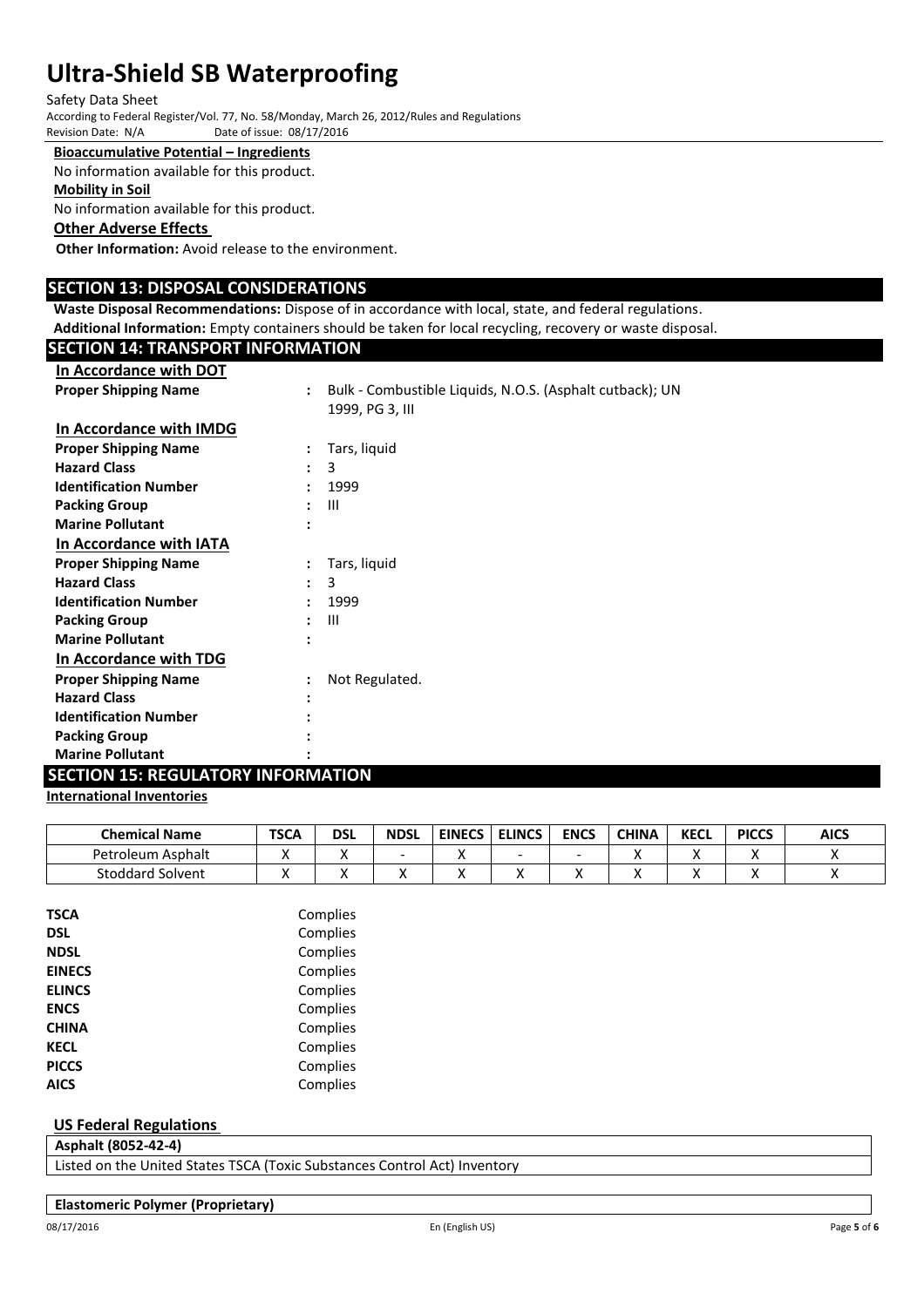**Bioaccumulative Potential – Ingredients**

No information available for this product.

**Mobility in Soil**

No information available for this product.

**Other Adverse Effects**

**Other Information:** Avoid release to the environment.

## SECTION 13: DISPOSAL CONSIDERATIONS

**Waste Disposal Recommendations:** Dispose of in accordance with local, state, and federal regulations.

**Additional Information:** Empty containers should be taken for local recycling, recovery or waste disposal.

## SECTION 14: TRANSPORT INFORMATION

**In Accordance with DOT**

**Proper Shipping Name** : Bulk - Combustible Liquids, N.O.S. (Asphalt cutback); UN 1999, PG 3, III

**In Accordance with IMDG**

**Proper Shipping Name** : Tars, liquid
**Hazard Class** : 3
**Identification Number** : 1999
**Packing Group** : III
**Marine Pollutant** :

**In Accordance with IATA**

**Proper Shipping Name** : Tars, liquid
**Hazard Class** : 3
**Identification Number** : 1999
**Packing Group** : III
**Marine Pollutant** :

**In Accordance with TDG**

**Proper Shipping Name** : Not Regulated.
**Hazard Class** :
**Identification Number** :
**Packing Group** :
**Marine Pollutant** :

## SECTION 15: REGULATORY INFORMATION

**International Inventories**

| Chemical Name | TSCA | DSL | NDSL | EINECS | ELINCS | ENCS | CHINA | KECL | PICCS | AICS |
|---|---|---|---|---|---|---|---|---|---|---|
| Petroleum Asphalt | X | X | - | X | - | - | X | X | X | X |
| Stoddard Solvent | X | X | X | X | X | X | X | X | X | X |

**TSCA** Complies
**DSL** Complies
**NDSL** Complies
**EINECS** Complies
**ELINCS** Complies
**ENCS** Complies
**CHINA** Complies
**KECL** Complies
**PICCS** Complies
**AICS** Complies

**US Federal Regulations**

| **Asphalt (8052-42-4)** |
|---|
| Listed on the United States TSCA (Toxic Substances Control Act) Inventory |

| **Elastomeric Polymer (Proprietary)** |
|---|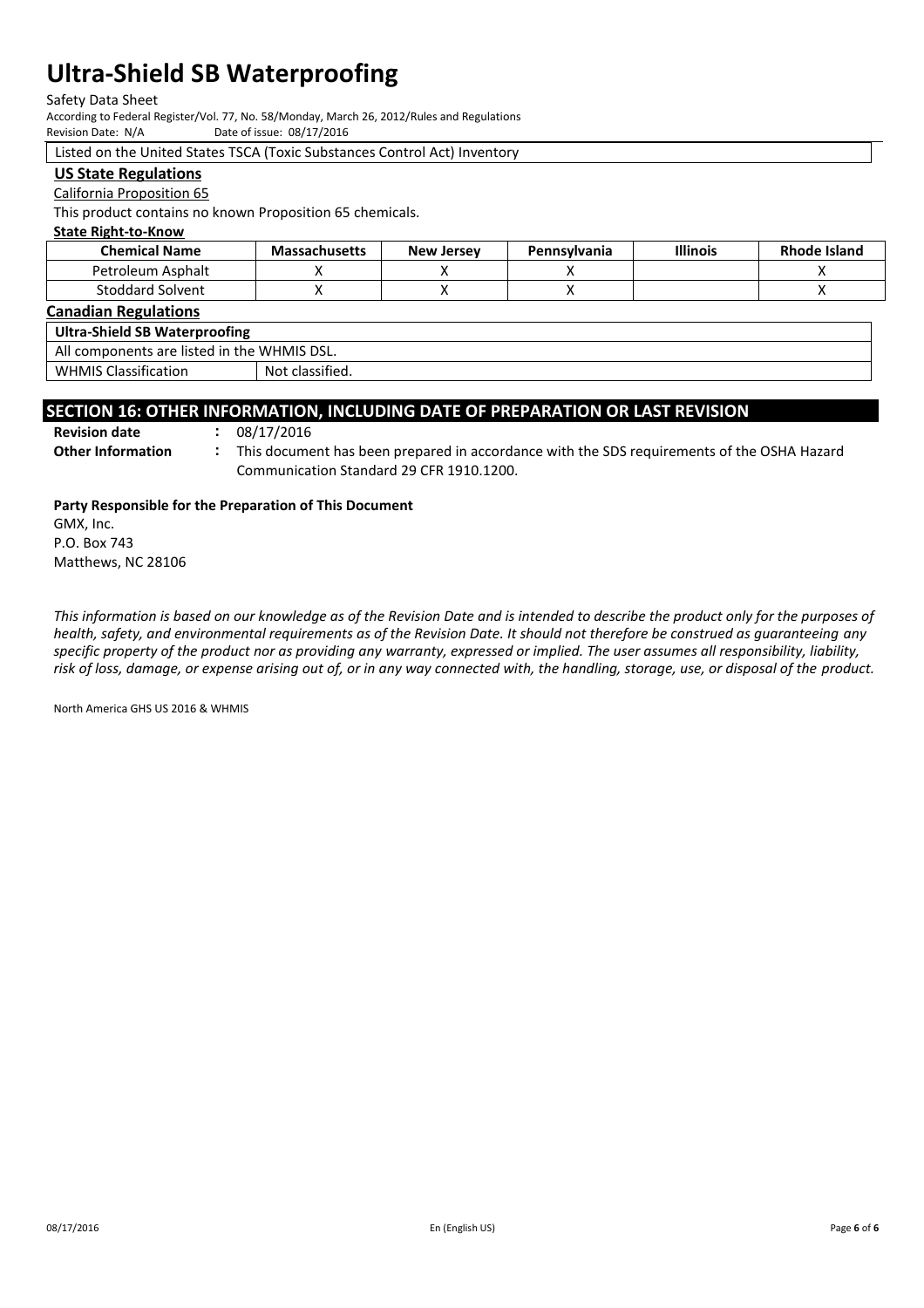Listed on the United States TSCA (Toxic Substances Control Act) Inventory

### US State Regulations

California Proposition 65

This product contains no known Proposition 65 chemicals.

**State Right-to-Know**

| Chemical Name | Massachusetts | New Jersey | Pennsylvania | Illinois | Rhode Island |
|---|---|---|---|---|---|
| Petroleum Asphalt | X | X | X | | X |
| Stoddard Solvent | X | X | X | | X |

### Canadian Regulations

| Ultra-Shield SB Waterproofing | |
|---|---|
| All components are listed in the WHMIS DSL. | |
| WHMIS Classification | Not classified. |

## SECTION 16: OTHER INFORMATION, INCLUDING DATE OF PREPARATION OR LAST REVISION

**Revision date** : 08/17/2016

**Other Information** : This document has been prepared in accordance with the SDS requirements of the OSHA Hazard Communication Standard 29 CFR 1910.1200.

**Party Responsible for the Preparation of This Document**

GMX, Inc.
P.O. Box 743
Matthews, NC 28106

*This information is based on our knowledge as of the Revision Date and is intended to describe the product only for the purposes of health, safety, and environmental requirements as of the Revision Date. It should not therefore be construed as guaranteeing any specific property of the product nor as providing any warranty, expressed or implied. The user assumes all responsibility, liability, risk of loss, damage, or expense arising out of, or in any way connected with, the handling, storage, use, or disposal of the product.*

North America GHS US 2016 & WHMIS